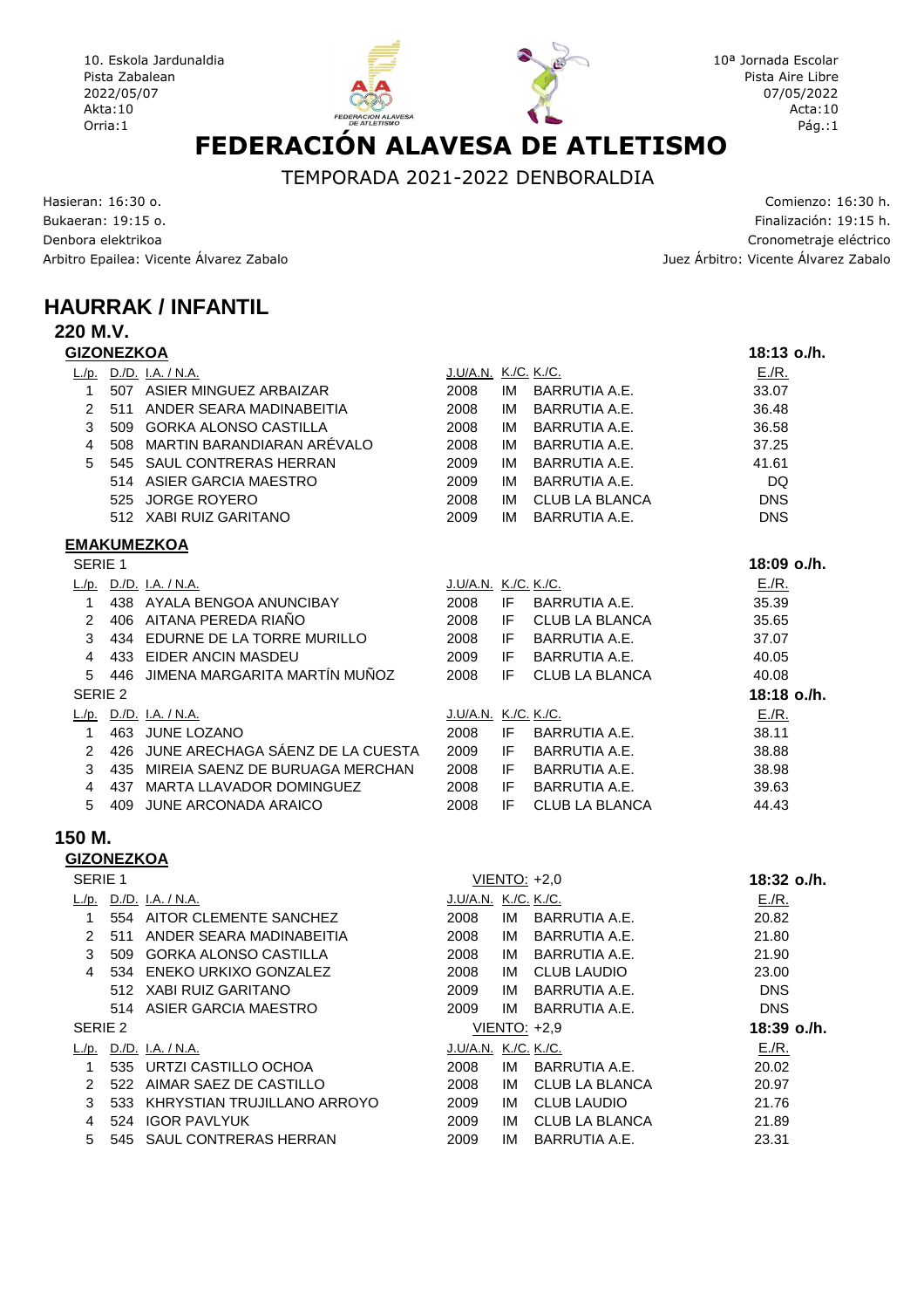10. Eskola Jardunaldia
Pista Zabalean
2022/05/07
Akta:10
Orria:1

10ª Jornada Escolar
Pista Aire Libre
07/05/2022
Acta:10
Pág.:1

# FEDERACIÓN ALAVESA DE ATLETISMO

TEMPORADA 2021-2022 DENBORALDIA

Hasieran: 16:30 o.
Bukaeran: 19:15 o.
Denbora elektrikoa
Arbitro Epailea: Vicente Álvarez Zabalo

Comienzo: 16:30 h.
Finalización: 19:15 h.
Cronometraje eléctrico
Juez Árbitro: Vicente Álvarez Zabalo

## HAURRAK / INFANTIL

### 220 M.V.

**GIZONEZKOA** — 18:13 o./h.

| L./p. | D./D. | I.A. / N.A. | J.U/A.N. | K./C. | K./C. | E./R. |
|---|---|---|---|---|---|---|
| 1 | 507 | ASIER MINGUEZ ARBAIZAR | 2008 | IM | BARRUTIA A.E. | 33.07 |
| 2 | 511 | ANDER SEARA MADINABEITIA | 2008 | IM | BARRUTIA A.E. | 36.48 |
| 3 | 509 | GORKA ALONSO CASTILLA | 2008 | IM | BARRUTIA A.E. | 36.58 |
| 4 | 508 | MARTIN BARANDIARAN ARÉVALO | 2008 | IM | BARRUTIA A.E. | 37.25 |
| 5 | 545 | SAUL CONTRERAS HERRAN | 2009 | IM | BARRUTIA A.E. | 41.61 |
| | 514 | ASIER GARCIA MAESTRO | 2009 | IM | BARRUTIA A.E. | DQ |
| | 525 | JORGE ROYERO | 2008 | IM | CLUB LA BLANCA | DNS |
| | 512 | XABI RUIZ GARITANO | 2009 | IM | BARRUTIA A.E. | DNS |

**EMAKUMEZKOA**

SERIE 1 — 18:09 o./h.

| L./p. | D./D. | I.A. / N.A. | J.U/A.N. | K./C. | K./C. | E./R. |
|---|---|---|---|---|---|---|
| 1 | 438 | AYALA BENGOA ANUNCIBAY | 2008 | IF | BARRUTIA A.E. | 35.39 |
| 2 | 406 | AITANA PEREDA RIAÑO | 2008 | IF | CLUB LA BLANCA | 35.65 |
| 3 | 434 | EDURNE DE LA TORRE MURILLO | 2008 | IF | BARRUTIA A.E. | 37.07 |
| 4 | 433 | EIDER ANCIN MASDEU | 2009 | IF | BARRUTIA A.E. | 40.05 |
| 5 | 446 | JIMENA MARGARITA MARTÍN MUÑOZ | 2008 | IF | CLUB LA BLANCA | 40.08 |

SERIE 2 — 18:18 o./h.

| L./p. | D./D. | I.A. / N.A. | J.U/A.N. | K./C. | K./C. | E./R. |
|---|---|---|---|---|---|---|
| 1 | 463 | JUNE LOZANO | 2008 | IF | BARRUTIA A.E. | 38.11 |
| 2 | 426 | JUNE ARECHAGA SÁENZ DE LA CUESTA | 2009 | IF | BARRUTIA A.E. | 38.88 |
| 3 | 435 | MIREIA SAENZ DE BURUAGA MERCHAN | 2008 | IF | BARRUTIA A.E. | 38.98 |
| 4 | 437 | MARTA LLAVADOR DOMINGUEZ | 2008 | IF | BARRUTIA A.E. | 39.63 |
| 5 | 409 | JUNE ARCONADA ARAICO | 2008 | IF | CLUB LA BLANCA | 44.43 |

### 150 M.

**GIZONEZKOA**

SERIE 1 — VIENTO: +2,0 — 18:32 o./h.

| L./p. | D./D. | I.A. / N.A. | J.U/A.N. | K./C. | K./C. | E./R. |
|---|---|---|---|---|---|---|
| 1 | 554 | AITOR CLEMENTE SANCHEZ | 2008 | IM | BARRUTIA A.E. | 20.82 |
| 2 | 511 | ANDER SEARA MADINABEITIA | 2008 | IM | BARRUTIA A.E. | 21.80 |
| 3 | 509 | GORKA ALONSO CASTILLA | 2008 | IM | BARRUTIA A.E. | 21.90 |
| 4 | 534 | ENEKO URKIXO GONZALEZ | 2008 | IM | CLUB LAUDIO | 23.00 |
| | 512 | XABI RUIZ GARITANO | 2009 | IM | BARRUTIA A.E. | DNS |
| | 514 | ASIER GARCIA MAESTRO | 2009 | IM | BARRUTIA A.E. | DNS |

SERIE 2 — VIENTO: +2,9 — 18:39 o./h.

| L./p. | D./D. | I.A. / N.A. | J.U/A.N. | K./C. | K./C. | E./R. |
|---|---|---|---|---|---|---|
| 1 | 535 | URTZI CASTILLO OCHOA | 2008 | IM | BARRUTIA A.E. | 20.02 |
| 2 | 522 | AIMAR SAEZ DE CASTILLO | 2008 | IM | CLUB LA BLANCA | 20.97 |
| 3 | 533 | KHRYSTIAN TRUJILLANO ARROYO | 2009 | IM | CLUB LAUDIO | 21.76 |
| 4 | 524 | IGOR PAVLYUK | 2009 | IM | CLUB LA BLANCA | 21.89 |
| 5 | 545 | SAUL CONTRERAS HERRAN | 2009 | IM | BARRUTIA A.E. | 23.31 |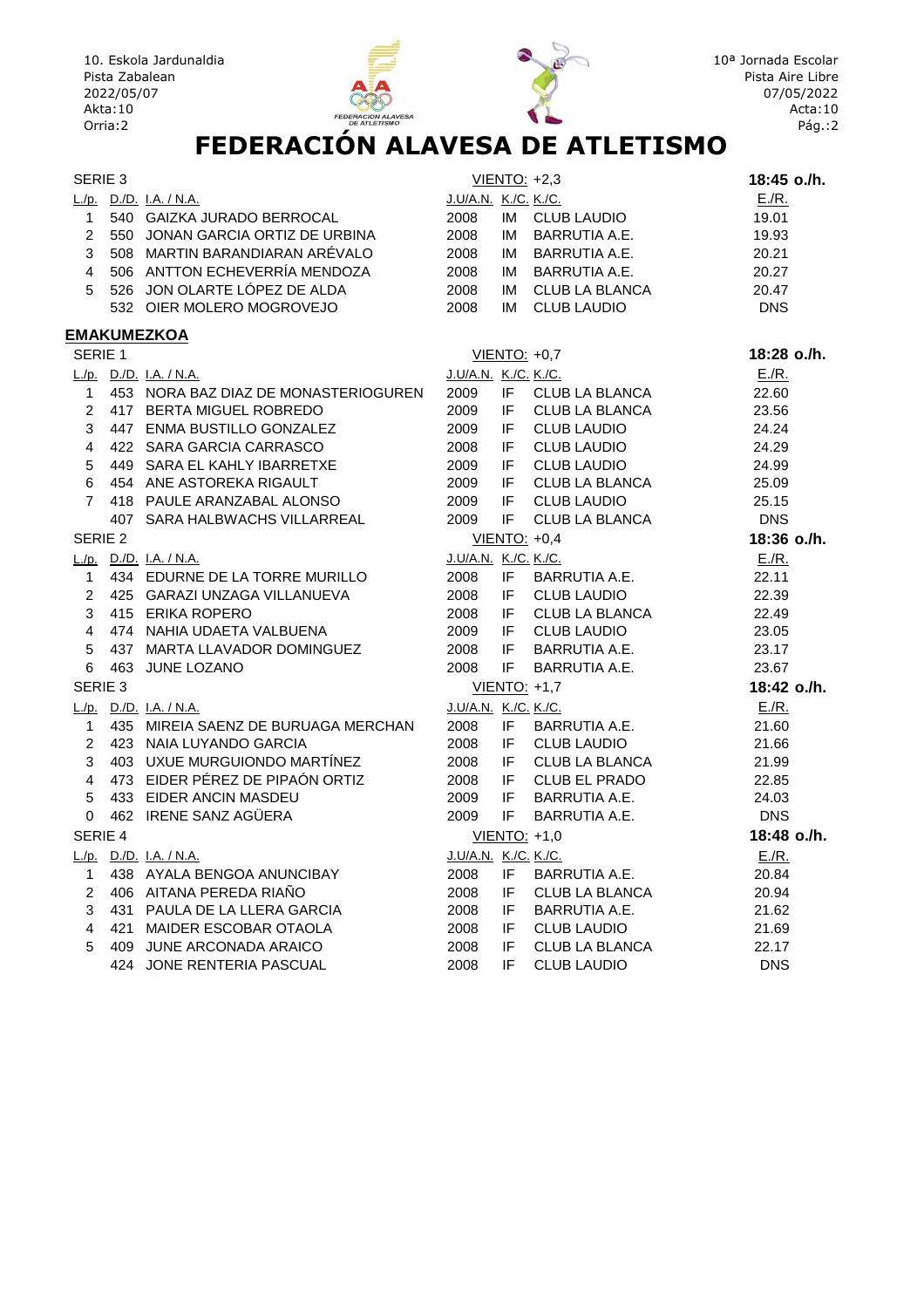10. Eskola Jardunaldia
Pista Zabalean
2022/05/07
Akta:10

10ª Jornada Escolar
Pista Aire Libre
07/05/2022
Acta:10

# FEDERACIÓN ALAVESA DE ATLETISMO

SERIE 3 — VIENTO: +2,3 — **18:45 o./h.**

| L./p. | D./D. | I.A. / N.A. | J.U/A.N. | K./C. | K./C. | E./R. |
|---|---|---|---|---|---|---|
| 1 | 540 | GAIZKA JURADO BERROCAL | 2008 | IM | CLUB LAUDIO | 19.01 |
| 2 | 550 | JONAN GARCIA ORTIZ DE URBINA | 2008 | IM | BARRUTIA A.E. | 19.93 |
| 3 | 508 | MARTIN BARANDIARAN ARÉVALO | 2008 | IM | BARRUTIA A.E. | 20.21 |
| 4 | 506 | ANTTON ECHEVERRÍA MENDOZA | 2008 | IM | BARRUTIA A.E. | 20.27 |
| 5 | 526 | JON OLARTE LÓPEZ DE ALDA | 2008 | IM | CLUB LA BLANCA | 20.47 |
| | 532 | OIER MOLERO MOGROVEJO | 2008 | IM | CLUB LAUDIO | DNS |

## EMAKUMEZKOA

SERIE 1 — VIENTO: +0,7 — **18:28 o./h.**

| L./p. | D./D. | I.A. / N.A. | J.U/A.N. | K./C. | K./C. | E./R. |
|---|---|---|---|---|---|---|
| 1 | 453 | NORA BAZ DIAZ DE MONASTERIOGUREN | 2009 | IF | CLUB LA BLANCA | 22.60 |
| 2 | 417 | BERTA MIGUEL ROBREDO | 2009 | IF | CLUB LA BLANCA | 23.56 |
| 3 | 447 | ENMA BUSTILLO GONZALEZ | 2009 | IF | CLUB LAUDIO | 24.24 |
| 4 | 422 | SARA GARCIA CARRASCO | 2008 | IF | CLUB LAUDIO | 24.29 |
| 5 | 449 | SARA EL KAHLY IBARRETXE | 2009 | IF | CLUB LAUDIO | 24.99 |
| 6 | 454 | ANE ASTOREKA RIGAULT | 2009 | IF | CLUB LA BLANCA | 25.09 |
| 7 | 418 | PAULE ARANZABAL ALONSO | 2009 | IF | CLUB LAUDIO | 25.15 |
| | 407 | SARA HALBWACHS VILLARREAL | 2009 | IF | CLUB LA BLANCA | DNS |

SERIE 2 — VIENTO: +0,4 — **18:36 o./h.**

| L./p. | D./D. | I.A. / N.A. | J.U/A.N. | K./C. | K./C. | E./R. |
|---|---|---|---|---|---|---|
| 1 | 434 | EDURNE DE LA TORRE MURILLO | 2008 | IF | BARRUTIA A.E. | 22.11 |
| 2 | 425 | GARAZI UNZAGA VILLANUEVA | 2008 | IF | CLUB LAUDIO | 22.39 |
| 3 | 415 | ERIKA ROPERO | 2008 | IF | CLUB LA BLANCA | 22.49 |
| 4 | 474 | NAHIA UDAETA VALBUENA | 2009 | IF | CLUB LAUDIO | 23.05 |
| 5 | 437 | MARTA LLAVADOR DOMINGUEZ | 2008 | IF | BARRUTIA A.E. | 23.17 |
| 6 | 463 | JUNE LOZANO | 2008 | IF | BARRUTIA A.E. | 23.67 |

SERIE 3 — VIENTO: +1,7 — **18:42 o./h.**

| L./p. | D./D. | I.A. / N.A. | J.U/A.N. | K./C. | K./C. | E./R. |
|---|---|---|---|---|---|---|
| 1 | 435 | MIREIA SAENZ DE BURUAGA MERCHAN | 2008 | IF | BARRUTIA A.E. | 21.60 |
| 2 | 423 | NAIA LUYANDO GARCIA | 2008 | IF | CLUB LAUDIO | 21.66 |
| 3 | 403 | UXUE MURGUIONDO MARTÍNEZ | 2008 | IF | CLUB LA BLANCA | 21.99 |
| 4 | 473 | EIDER PÉREZ DE PIPAÓN ORTIZ | 2008 | IF | CLUB EL PRADO | 22.85 |
| 5 | 433 | EIDER ANCIN MASDEU | 2009 | IF | BARRUTIA A.E. | 24.03 |
| 0 | 462 | IRENE SANZ AGÜERA | 2009 | IF | BARRUTIA A.E. | DNS |

SERIE 4 — VIENTO: +1,0 — **18:48 o./h.**

| L./p. | D./D. | I.A. / N.A. | J.U/A.N. | K./C. | K./C. | E./R. |
|---|---|---|---|---|---|---|
| 1 | 438 | AYALA BENGOA ANUNCIBAY | 2008 | IF | BARRUTIA A.E. | 20.84 |
| 2 | 406 | AITANA PEREDA RIAÑO | 2008 | IF | CLUB LA BLANCA | 20.94 |
| 3 | 431 | PAULA DE LA LLERA GARCIA | 2008 | IF | BARRUTIA A.E. | 21.62 |
| 4 | 421 | MAIDER ESCOBAR OTAOLA | 2008 | IF | CLUB LAUDIO | 21.69 |
| 5 | 409 | JUNE ARCONADA ARAICO | 2008 | IF | CLUB LA BLANCA | 22.17 |
| | 424 | JONE RENTERIA PASCUAL | 2008 | IF | CLUB LAUDIO | DNS |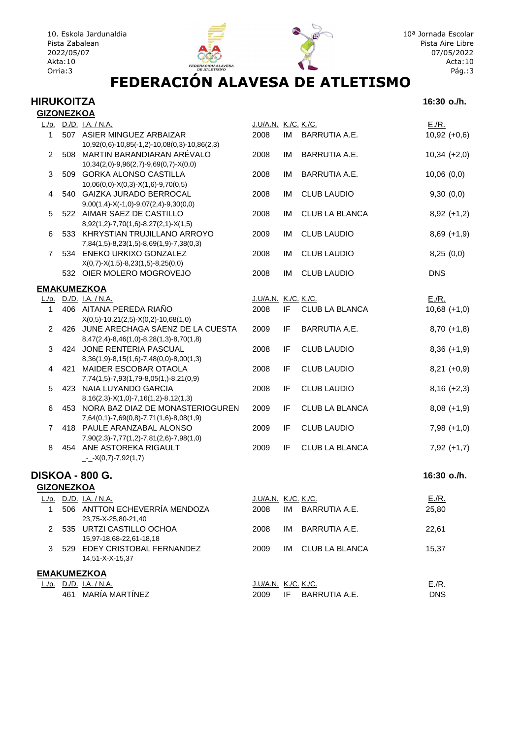10. Eskola Jardunaldia
Pista Zabalean
2022/05/07
Akta:10
Orria:3

10ª Jornada Escolar
Pista Aire Libre
07/05/2022
Acta:10
Pág.:3

# FEDERACIÓN ALAVESA DE ATLETISMO

## HIRUKOITZA

16:30 o./h.

### GIZONEZKOA

| L./p. | D./D. | I.A. / N.A. | J.U/A.N. | K./C. | K./C. | E./R. |
|---|---|---|---|---|---|---|
| 1 | 507 | ASIER MINGUEZ ARBAIZAR<br>10,92(0,6)-10,85(-1,2)-10,08(0,3)-10,86(2,3) | 2008 | IM | BARRUTIA A.E. | 10,92 (+0,6) |
| 2 | 508 | MARTIN BARANDIARAN ARÉVALO<br>10,34(2,0)-9,96(2,7)-9,69(0,7)-X(0,0) | 2008 | IM | BARRUTIA A.E. | 10,34 (+2,0) |
| 3 | 509 | GORKA ALONSO CASTILLA<br>10,06(0,0)-X(0,3)-X(1,6)-9,70(0,5) | 2008 | IM | BARRUTIA A.E. | 10,06 (0,0) |
| 4 | 540 | GAIZKA JURADO BERROCAL<br>9,00(1,4)-X(-1,0)-9,07(2,4)-9,30(0,0) | 2008 | IM | CLUB LAUDIO | 9,30 (0,0) |
| 5 | 522 | AIMAR SAEZ DE CASTILLO<br>8,92(1,2)-7,70(1,6)-8,27(2,1)-X(1,5) | 2008 | IM | CLUB LA BLANCA | 8,92 (+1,2) |
| 6 | 533 | KHRYSTIAN TRUJILLANO ARROYO<br>7,84(1,5)-8,23(1,5)-8,69(1,9)-7,38(0,3) | 2009 | IM | CLUB LAUDIO | 8,69 (+1,9) |
| 7 | 534 | ENEKO URKIXO GONZALEZ<br>X(0,7)-X(1,5)-8,23(1,5)-8,25(0,0) | 2008 | IM | CLUB LAUDIO | 8,25 (0,0) |
| | 532 | OIER MOLERO MOGROVEJO | 2008 | IM | CLUB LAUDIO | DNS |

### EMAKUMEZKOA

| L./p. | D./D. | I.A. / N.A. | J.U/A.N. | K./C. | K./C. | E./R. |
|---|---|---|---|---|---|---|
| 1 | 406 | AITANA PEREDA RIAÑO<br>X(0,5)-10,21(2,5)-X(0,2)-10,68(1,0) | 2008 | IF | CLUB LA BLANCA | 10,68 (+1,0) |
| 2 | 426 | JUNE ARECHAGA SÁENZ DE LA CUESTA<br>8,47(2,4)-8,46(1,0)-8,28(1,3)-8,70(1,8) | 2009 | IF | BARRUTIA A.E. | 8,70 (+1,8) |
| 3 | 424 | JONE RENTERIA PASCUAL<br>8,36(1,9)-8,15(1,6)-7,48(0,0)-8,00(1,3) | 2008 | IF | CLUB LAUDIO | 8,36 (+1,9) |
| 4 | 421 | MAIDER ESCOBAR OTAOLA<br>7,74(1,5)-7,93(1,79-8,05(1,)-8,21(0,9) | 2008 | IF | CLUB LAUDIO | 8,21 (+0,9) |
| 5 | 423 | NAIA LUYANDO GARCIA<br>8,16(2,3)-X(1,0)-7,16(1,2)-8,12(1,3) | 2008 | IF | CLUB LAUDIO | 8,16 (+2,3) |
| 6 | 453 | NORA BAZ DIAZ DE MONASTERIOGUREN<br>7,64(0,1)-7,69(0,8)-7,71(1,6)-8,08(1,9) | 2009 | IF | CLUB LA BLANCA | 8,08 (+1,9) |
| 7 | 418 | PAULE ARANZABAL ALONSO<br>7,90(2,3)-7,77(1,2)-7,81(2,6)-7,98(1,0) | 2009 | IF | CLUB LAUDIO | 7,98 (+1,0) |
| 8 | 454 | ANE ASTOREKA RIGAULT<br>_-_-X(0,7)-7,92(1,7) | 2009 | IF | CLUB LA BLANCA | 7,92 (+1,7) |

## DISKOA - 800 G.

16:30 o./h.

### GIZONEZKOA

| L./p. | D./D. | I.A. / N.A. | J.U/A.N. | K./C. | K./C. | E./R. |
|---|---|---|---|---|---|---|
| 1 | 506 | ANTTON ECHEVERRÍA MENDOZA<br>23,75-X-25,80-21,40 | 2008 | IM | BARRUTIA A.E. | 25,80 |
| 2 | 535 | URTZI CASTILLO OCHOA<br>15,97-18,68-22,61-18,18 | 2008 | IM | BARRUTIA A.E. | 22,61 |
| 3 | 529 | EDEY CRISTOBAL FERNANDEZ<br>14,51-X-X-15,37 | 2009 | IM | CLUB LA BLANCA | 15,37 |

### EMAKUMEZKOA

| L./p. | D./D. | I.A. / N.A. | J.U/A.N. | K./C. | K./C. | E./R. |
|---|---|---|---|---|---|---|
| | 461 | MARÍA MARTÍNEZ | 2009 | IF | BARRUTIA A.E. | DNS |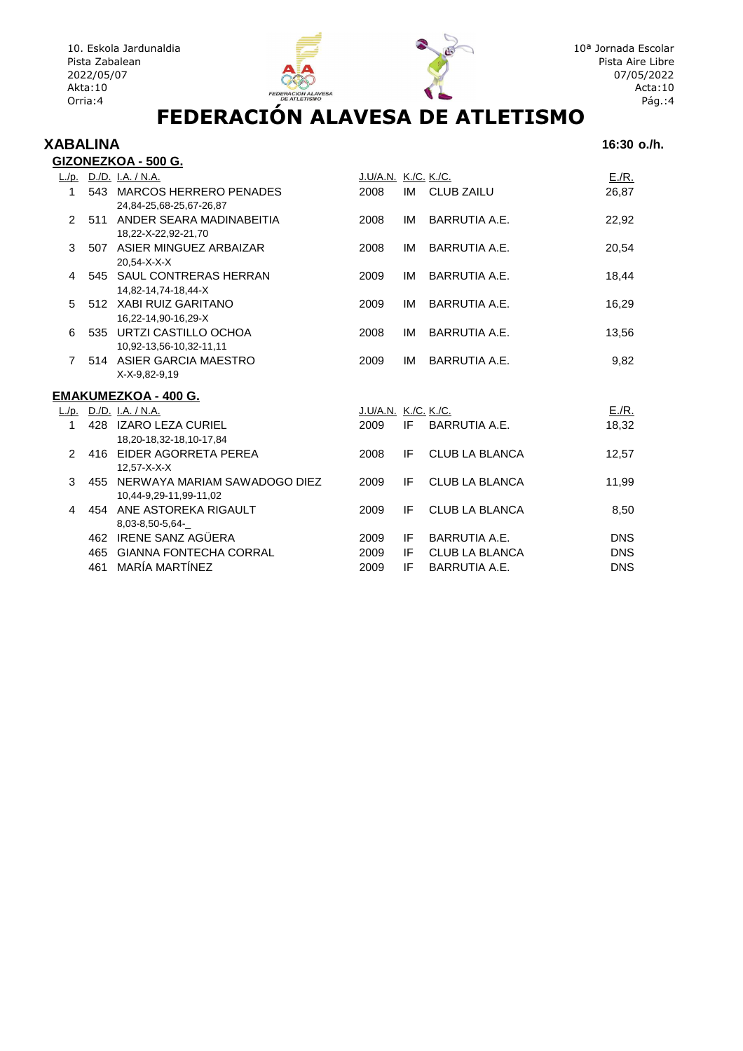10. Eskola Jardunaldia
Pista Zabalean
2022/05/07
Akta:10

10ª Jornada Escolar
Pista Aire Libre
07/05/2022
Acta:10

# FEDERACIÓN ALAVESA DE ATLETISMO

## XABALINA

**16:30 o./h.**

### GIZONEZKOA - 500 G.

| L./p. | D./D. | I.A. / N.A. | J.U/A.N. | K./C. | K./C. | E./R. |
|---|---|---|---|---|---|---|
| 1 | 543 | MARCOS HERRERO PENADES<br>24,84-25,68-25,67-26,87 | 2008 | IM | CLUB ZAILU | 26,87 |
| 2 | 511 | ANDER SEARA MADINABEITIA<br>18,22-X-22,92-21,70 | 2008 | IM | BARRUTIA A.E. | 22,92 |
| 3 | 507 | ASIER MINGUEZ ARBAIZAR<br>20,54-X-X-X | 2008 | IM | BARRUTIA A.E. | 20,54 |
| 4 | 545 | SAUL CONTRERAS HERRAN<br>14,82-14,74-18,44-X | 2009 | IM | BARRUTIA A.E. | 18,44 |
| 5 | 512 | XABI RUIZ GARITANO<br>16,22-14,90-16,29-X | 2009 | IM | BARRUTIA A.E. | 16,29 |
| 6 | 535 | URTZI CASTILLO OCHOA<br>10,92-13,56-10,32-11,11 | 2008 | IM | BARRUTIA A.E. | 13,56 |
| 7 | 514 | ASIER GARCIA MAESTRO<br>X-X-9,82-9,19 | 2009 | IM | BARRUTIA A.E. | 9,82 |

### EMAKUMEZKOA - 400 G.

| L./p. | D./D. | I.A. / N.A. | J.U/A.N. | K./C. | K./C. | E./R. |
|---|---|---|---|---|---|---|
| 1 | 428 | IZARO LEZA CURIEL<br>18,20-18,32-18,10-17,84 | 2009 | IF | BARRUTIA A.E. | 18,32 |
| 2 | 416 | EIDER AGORRETA PEREA<br>12,57-X-X-X | 2008 | IF | CLUB LA BLANCA | 12,57 |
| 3 | 455 | NERWAYA MARIAM SAWADOGO DIEZ<br>10,44-9,29-11,99-11,02 | 2009 | IF | CLUB LA BLANCA | 11,99 |
| 4 | 454 | ANE ASTOREKA RIGAULT<br>8,03-8,50-5,64-_ | 2009 | IF | CLUB LA BLANCA | 8,50 |
| | 462 | IRENE SANZ AGÜERA | 2009 | IF | BARRUTIA A.E. | DNS |
| | 465 | GIANNA FONTECHA CORRAL | 2009 | IF | CLUB LA BLANCA | DNS |
| | 461 | MARÍA MARTÍNEZ | 2009 | IF | BARRUTIA A.E. | DNS |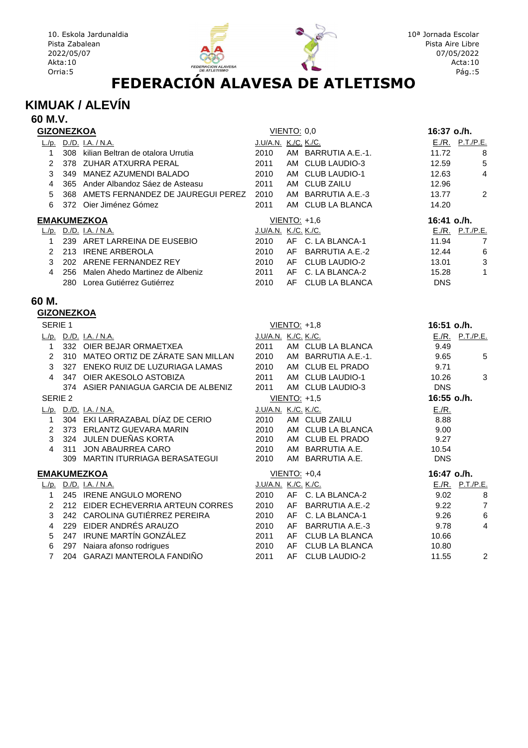10. Eskola Jardunaldia
Pista Zabalean
2022/05/07
Akta:10
Orria:5

10ª Jornada Escolar
Pista Aire Libre
07/05/2022
Acta:10
Pág.:5

# FEDERACIÓN ALAVESA DE ATLETISMO

## KIMUAK / ALEVÍN

### 60 M.V.

**GIZONEZKOA** — VIENTO: 0,0 — **16:37 o./h.**

| L./p. | D./D. | I.A. / N.A. | J.U/A.N. | K./C. | K./C. | E./R. | P.T./P.E. |
|---|---|---|---|---|---|---|---|
| 1 | 308 | kilian Beltran de otalora Urrutia | 2010 | AM | BARRUTIA A.E.-1. | 11.72 | 8 |
| 2 | 378 | ZUHAR ATXURRA PERAL | 2011 | AM | CLUB LAUDIO-3 | 12.59 | 5 |
| 3 | 349 | MANEZ AZUMENDI BALADO | 2010 | AM | CLUB LAUDIO-1 | 12.63 | 4 |
| 4 | 365 | Ander Albandoz Sáez de Asteasu | 2011 | AM | CLUB ZAILU | 12.96 | |
| 5 | 368 | AMETS FERNANDEZ DE JAUREGUI PEREZ | 2010 | AM | BARRUTIA A.E.-3 | 13.77 | 2 |
| 6 | 372 | Oier Jiménez Gómez | 2011 | AM | CLUB LA BLANCA | 14.20 | |

**EMAKUMEZKOA** — VIENTO: +1,6 — **16:41 o./h.**

| L./p. | D./D. | I.A. / N.A. | J.U/A.N. | K./C. | K./C. | E./R. | P.T./P.E. |
|---|---|---|---|---|---|---|---|
| 1 | 239 | ARET LARREINA DE EUSEBIO | 2010 | AF | C. LA BLANCA-1 | 11.94 | 7 |
| 2 | 213 | IRENE ARBEROLA | 2010 | AF | BARRUTIA A.E.-2 | 12.44 | 6 |
| 3 | 202 | ARENE FERNANDEZ REY | 2010 | AF | CLUB LAUDIO-2 | 13.01 | 3 |
| 4 | 256 | Malen Ahedo Martinez de Albeniz | 2011 | AF | C. LA BLANCA-2 | 15.28 | 1 |
| | 280 | Lorea Gutiérrez Gutiérrez | 2010 | AF | CLUB LA BLANCA | DNS | |

### 60 M.

**GIZONEZKOA**

SERIE 1 — VIENTO: +1,8 — **16:51 o./h.**

| L./p. | D./D. | I.A. / N.A. | J.U/A.N. | K./C. | K./C. | E./R. | P.T./P.E. |
|---|---|---|---|---|---|---|---|
| 1 | 332 | OIER BEJAR ORMAETXEA | 2011 | AM | CLUB LA BLANCA | 9.49 | |
| 2 | 310 | MATEO ORTIZ DE ZÁRATE SAN MILLAN | 2010 | AM | BARRUTIA A.E.-1. | 9.65 | 5 |
| 3 | 327 | ENEKO RUIZ DE LUZURIAGA LAMAS | 2010 | AM | CLUB EL PRADO | 9.71 | |
| 4 | 347 | OIER AKESOLO ASTOBIZA | 2011 | AM | CLUB LAUDIO-1 | 10.26 | 3 |
| | 374 | ASIER PANIAGUA GARCIA DE ALBENIZ | 2011 | AM | CLUB LAUDIO-3 | DNS | |

SERIE 2 — VIENTO: +1,5 — **16:55 o./h.**

| L./p. | D./D. | I.A. / N.A. | J.U/A.N. | K./C. | K./C. | E./R. |
|---|---|---|---|---|---|---|
| 1 | 304 | EKI LARRAZABAL DÍAZ DE CERIO | 2010 | AM | CLUB ZAILU | 8.88 |
| 2 | 373 | ERLANTZ GUEVARA MARIN | 2010 | AM | CLUB LA BLANCA | 9.00 |
| 3 | 324 | JULEN DUEÑAS KORTA | 2010 | AM | CLUB EL PRADO | 9.27 |
| 4 | 311 | JON ABAURREA CARO | 2010 | AM | BARRUTIA A.E. | 10.54 |
| | 309 | MARTIN ITURRIAGA BERASATEGUI | 2010 | AM | BARRUTIA A.E. | DNS |

**EMAKUMEZKOA** — VIENTO: +0,4 — **16:47 o./h.**

| L./p. | D./D. | I.A. / N.A. | J.U/A.N. | K./C. | K./C. | E./R. | P.T./P.E. |
|---|---|---|---|---|---|---|---|
| 1 | 245 | IRENE ANGULO MORENO | 2010 | AF | C. LA BLANCA-2 | 9.02 | 8 |
| 2 | 212 | EIDER ECHEVERRIA ARTEUN CORRES | 2010 | AF | BARRUTIA A.E.-2 | 9.22 | 7 |
| 3 | 242 | CAROLINA GUTIÉRREZ PEREIRA | 2010 | AF | C. LA BLANCA-1 | 9.26 | 6 |
| 4 | 229 | EIDER ANDRÉS ARAUZO | 2010 | AF | BARRUTIA A.E.-3 | 9.78 | 4 |
| 5 | 247 | IRUNE MARTÍN GONZÁLEZ | 2011 | AF | CLUB LA BLANCA | 10.66 | |
| 6 | 297 | Naiara afonso rodrigues | 2010 | AF | CLUB LA BLANCA | 10.80 | |
| 7 | 204 | GARAZI MANTEROLA FANDIÑO | 2011 | AF | CLUB LAUDIO-2 | 11.55 | 2 |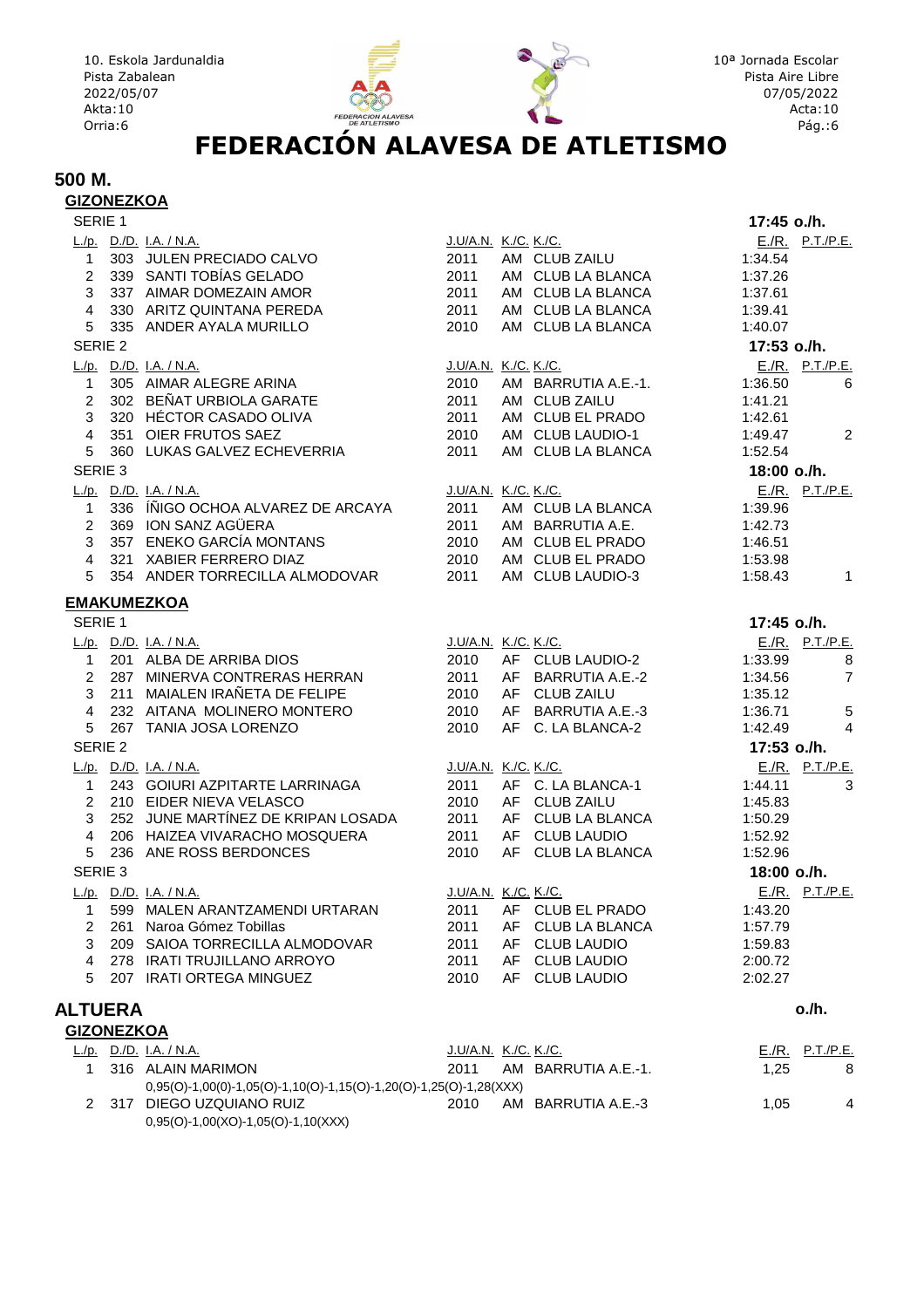# FEDERACIÓN ALAVESA DE ATLETISMO

## 500 M.

### GIZONEZKOA

SERIE 1 — 17:45 o./h.

| L./p. | D./D. | I.A. / N.A. | J.U/A.N. | K./C. | K./C. | E./R. | P.T./P.E. |
|---|---|---|---|---|---|---|---|
| 1 | 303 | JULEN PRECIADO CALVO | 2011 | AM | CLUB ZAILU | 1:34.54 | |
| 2 | 339 | SANTI TOBÍAS GELADO | 2011 | AM | CLUB LA BLANCA | 1:37.26 | |
| 3 | 337 | AIMAR DOMEZAIN AMOR | 2011 | AM | CLUB LA BLANCA | 1:37.61 | |
| 4 | 330 | ARITZ QUINTANA PEREDA | 2011 | AM | CLUB LA BLANCA | 1:39.41 | |
| 5 | 335 | ANDER AYALA MURILLO | 2010 | AM | CLUB LA BLANCA | 1:40.07 | |

SERIE 2 — 17:53 o./h.

| L./p. | D./D. | I.A. / N.A. | J.U/A.N. | K./C. | K./C. | E./R. | P.T./P.E. |
|---|---|---|---|---|---|---|---|
| 1 | 305 | AIMAR ALEGRE ARINA | 2010 | AM | BARRUTIA A.E.-1. | 1:36.50 | 6 |
| 2 | 302 | BEÑAT URBIOLA GARATE | 2011 | AM | CLUB ZAILU | 1:41.21 | |
| 3 | 320 | HÉCTOR CASADO OLIVA | 2011 | AM | CLUB EL PRADO | 1:42.61 | |
| 4 | 351 | OIER FRUTOS SAEZ | 2010 | AM | CLUB LAUDIO-1 | 1:49.47 | 2 |
| 5 | 360 | LUKAS GALVEZ ECHEVERRIA | 2011 | AM | CLUB LA BLANCA | 1:52.54 | |

SERIE 3 — 18:00 o./h.

| L./p. | D./D. | I.A. / N.A. | J.U/A.N. | K./C. | K./C. | E./R. | P.T./P.E. |
|---|---|---|---|---|---|---|---|
| 1 | 336 | ÍÑIGO OCHOA ALVAREZ DE ARCAYA | 2011 | AM | CLUB LA BLANCA | 1:39.96 | |
| 2 | 369 | ION SANZ AGÜERA | 2011 | AM | BARRUTIA A.E. | 1:42.73 | |
| 3 | 357 | ENEKO GARCÍA MONTANS | 2010 | AM | CLUB EL PRADO | 1:46.51 | |
| 4 | 321 | XABIER FERRERO DIAZ | 2010 | AM | CLUB EL PRADO | 1:53.98 | |
| 5 | 354 | ANDER TORRECILLA ALMODOVAR | 2011 | AM | CLUB LAUDIO-3 | 1:58.43 | 1 |

### EMAKUMEZKOA

SERIE 1 — 17:45 o./h.

| L./p. | D./D. | I.A. / N.A. | J.U/A.N. | K./C. | K./C. | E./R. | P.T./P.E. |
|---|---|---|---|---|---|---|---|
| 1 | 201 | ALBA DE ARRIBA DIOS | 2010 | AF | CLUB LAUDIO-2 | 1:33.99 | 8 |
| 2 | 287 | MINERVA CONTRERAS HERRAN | 2011 | AF | BARRUTIA A.E.-2 | 1:34.56 | 7 |
| 3 | 211 | MAIALEN IRAÑETA DE FELIPE | 2010 | AF | CLUB ZAILU | 1:35.12 | |
| 4 | 232 | AITANA MOLINERO MONTERO | 2010 | AF | BARRUTIA A.E.-3 | 1:36.71 | 5 |
| 5 | 267 | TANIA JOSA LORENZO | 2010 | AF | C. LA BLANCA-2 | 1:42.49 | 4 |

SERIE 2 — 17:53 o./h.

| L./p. | D./D. | I.A. / N.A. | J.U/A.N. | K./C. | K./C. | E./R. | P.T./P.E. |
|---|---|---|---|---|---|---|---|
| 1 | 243 | GOIURI AZPITARTE LARRINAGA | 2011 | AF | C. LA BLANCA-1 | 1:44.11 | 3 |
| 2 | 210 | EIDER NIEVA VELASCO | 2010 | AF | CLUB ZAILU | 1:45.83 | |
| 3 | 252 | JUNE MARTÍNEZ DE KRIPAN LOSADA | 2011 | AF | CLUB LA BLANCA | 1:50.29 | |
| 4 | 206 | HAIZEA VIVARACHO MOSQUERA | 2011 | AF | CLUB LAUDIO | 1:52.92 | |
| 5 | 236 | ANE ROSS BERDONCES | 2010 | AF | CLUB LA BLANCA | 1:52.96 | |

SERIE 3 — 18:00 o./h.

| L./p. | D./D. | I.A. / N.A. | J.U/A.N. | K./C. | K./C. | E./R. | P.T./P.E. |
|---|---|---|---|---|---|---|---|
| 1 | 599 | MALEN ARANTZAMENDI URTARAN | 2011 | AF | CLUB EL PRADO | 1:43.20 | |
| 2 | 261 | Naroa Gómez Tobillas | 2011 | AF | CLUB LA BLANCA | 1:57.79 | |
| 3 | 209 | SAIOA TORRECILLA ALMODOVAR | 2011 | AF | CLUB LAUDIO | 1:59.83 | |
| 4 | 278 | IRATI TRUJILLANO ARROYO | 2011 | AF | CLUB LAUDIO | 2:00.72 | |
| 5 | 207 | IRATI ORTEGA MINGUEZ | 2010 | AF | CLUB LAUDIO | 2:02.27 | |

## ALTUERA — o./h.

### GIZONEZKOA

| L./p. | D./D. | I.A. / N.A. | J.U/A.N. | K./C. | K./C. | E./R. | P.T./P.E. |
|---|---|---|---|---|---|---|---|
| 1 | 316 | ALAIN MARIMON | 2011 | AM | BARRUTIA A.E.-1. | 1,25 | 8 |
| | | 0,95(O)-1,00(0)-1,05(O)-1,10(O)-1,15(O)-1,20(O)-1,25(O)-1,28(XXX) | | | | | |
| 2 | 317 | DIEGO UZQUIANO RUIZ | 2010 | AM | BARRUTIA A.E.-3 | 1,05 | 4 |
| | | 0,95(O)-1,00(XO)-1,05(O)-1,10(XXX) | | | | | |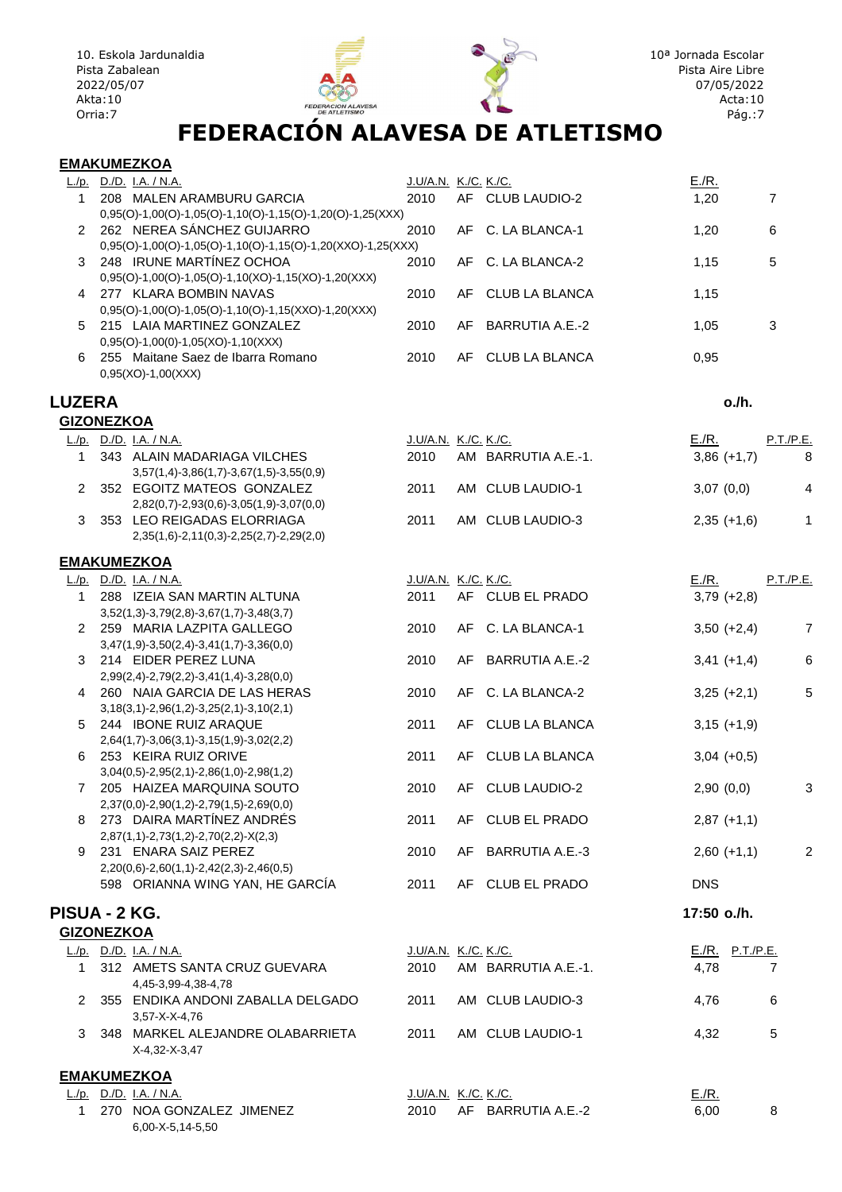# FEDERACIÓN ALAVESA DE ATLETISMO

## EMAKUMEZKOA

| L./p. | D./D. I.A. / N.A. | J.U/A.N. | K./C. | K./C. | E./R. | |
|---|---|---|---|---|---|---|
| 1 | 208 MALEN ARAMBURU GARCIA<br>0,95(O)-1,00(O)-1,05(O)-1,10(O)-1,15(O)-1,20(O)-1,25(XXX) | 2010 | AF | CLUB LAUDIO-2 | 1,20 | 7 |
| 2 | 262 NEREA SÁNCHEZ GUIJARRO<br>0,95(O)-1,00(O)-1,05(O)-1,10(O)-1,15(O)-1,20(XXO)-1,25(XXX) | 2010 | AF | C. LA BLANCA-1 | 1,20 | 6 |
| 3 | 248 IRUNE MARTÍNEZ OCHOA<br>0,95(O)-1,00(O)-1,05(O)-1,10(XO)-1,15(XO)-1,20(XXX) | 2010 | AF | C. LA BLANCA-2 | 1,15 | 5 |
| 4 | 277 KLARA BOMBIN NAVAS<br>0,95(O)-1,00(O)-1,05(O)-1,10(O)-1,15(XXO)-1,20(XXX) | 2010 | AF | CLUB LA BLANCA | 1,15 | |
| 5 | 215 LAIA MARTINEZ GONZALEZ<br>0,95(O)-1,00(0)-1,05(XO)-1,10(XXX) | 2010 | AF | BARRUTIA A.E.-2 | 1,05 | 3 |
| 6 | 255 Maitane Saez de Ibarra Romano<br>0,95(XO)-1,00(XXX) | 2010 | AF | CLUB LA BLANCA | 0,95 | |

# LUZERA

o./h.

## GIZONEZKOA

| L./p. | D./D. I.A. / N.A. | J.U/A.N. | K./C. | K./C. | E./R. | P.T./P.E. |
|---|---|---|---|---|---|---|
| 1 | 343 ALAIN MADARIAGA VILCHES<br>3,57(1,4)-3,86(1,7)-3,67(1,5)-3,55(0,9) | 2010 | AM | BARRUTIA A.E.-1. | 3,86 (+1,7) | 8 |
| 2 | 352 EGOITZ MATEOS GONZALEZ<br>2,82(0,7)-2,93(0,6)-3,05(1,9)-3,07(0,0) | 2011 | AM | CLUB LAUDIO-1 | 3,07 (0,0) | 4 |
| 3 | 353 LEO REIGADAS ELORRIAGA<br>2,35(1,6)-2,11(0,3)-2,25(2,7)-2,29(2,0) | 2011 | AM | CLUB LAUDIO-3 | 2,35 (+1,6) | 1 |

## EMAKUMEZKOA

| L./p. | D./D. I.A. / N.A. | J.U/A.N. | K./C. | K./C. | E./R. | P.T./P.E. |
|---|---|---|---|---|---|---|
| 1 | 288 IZEIA SAN MARTIN ALTUNA<br>3,52(1,3)-3,79(2,8)-3,67(1,7)-3,48(3,7) | 2011 | AF | CLUB EL PRADO | 3,79 (+2,8) | |
| 2 | 259 MARIA LAZPITA GALLEGO<br>3,47(1,9)-3,50(2,4)-3,41(1,7)-3,36(0,0) | 2010 | AF | C. LA BLANCA-1 | 3,50 (+2,4) | 7 |
| 3 | 214 EIDER PEREZ LUNA<br>2,99(2,4)-2,79(2,2)-3,41(1,4)-3,28(0,0) | 2010 | AF | BARRUTIA A.E.-2 | 3,41 (+1,4) | 6 |
| 4 | 260 NAIA GARCIA DE LAS HERAS<br>3,18(3,1)-2,96(1,2)-3,25(2,1)-3,10(2,1) | 2010 | AF | C. LA BLANCA-2 | 3,25 (+2,1) | 5 |
| 5 | 244 IBONE RUIZ ARAQUE<br>2,64(1,7)-3,06(3,1)-3,15(1,9)-3,02(2,2) | 2011 | AF | CLUB LA BLANCA | 3,15 (+1,9) | |
| 6 | 253 KEIRA RUIZ ORIVE<br>3,04(0,5)-2,95(2,1)-2,86(1,0)-2,98(1,2) | 2011 | AF | CLUB LA BLANCA | 3,04 (+0,5) | |
| 7 | 205 HAIZEA MARQUINA SOUTO<br>2,37(0,0)-2,90(1,2)-2,79(1,5)-2,69(0,0) | 2010 | AF | CLUB LAUDIO-2 | 2,90 (0,0) | 3 |
| 8 | 273 DAIRA MARTÍNEZ ANDRÉS<br>2,87(1,1)-2,73(1,2)-2,70(2,2)-X(2,3) | 2011 | AF | CLUB EL PRADO | 2,87 (+1,1) | |
| 9 | 231 ENARA SAIZ PEREZ<br>2,20(0,6)-2,60(1,1)-2,42(2,3)-2,46(0,5) | 2010 | AF | BARRUTIA A.E.-3 | 2,60 (+1,1) | 2 |
| | 598 ORIANNA WING YAN, HE GARCÍA | 2011 | AF | CLUB EL PRADO | DNS | |

# PISUA - 2 KG.

17:50 o./h.

## GIZONEZKOA

| L./p. | D./D. I.A. / N.A. | J.U/A.N. | K./C. | K./C. | E./R. | P.T./P.E. |
|---|---|---|---|---|---|---|
| 1 | 312 AMETS SANTA CRUZ GUEVARA<br>4,45-3,99-4,38-4,78 | 2010 | AM | BARRUTIA A.E.-1. | 4,78 | 7 |
| 2 | 355 ENDIKA ANDONI ZABALLA DELGADO<br>3,57-X-X-4,76 | 2011 | AM | CLUB LAUDIO-3 | 4,76 | 6 |
| 3 | 348 MARKEL ALEJANDRE OLABARRIETA<br>X-4,32-X-3,47 | 2011 | AM | CLUB LAUDIO-1 | 4,32 | 5 |

## EMAKUMEZKOA

| L./p. | D./D. I.A. / N.A. | J.U/A.N. | K./C. | K./C. | E./R. | |
|---|---|---|---|---|---|---|
| 1 | 270 NOA GONZALEZ JIMENEZ<br>6,00-X-5,14-5,50 | 2010 | AF | BARRUTIA A.E.-2 | 6,00 | 8 |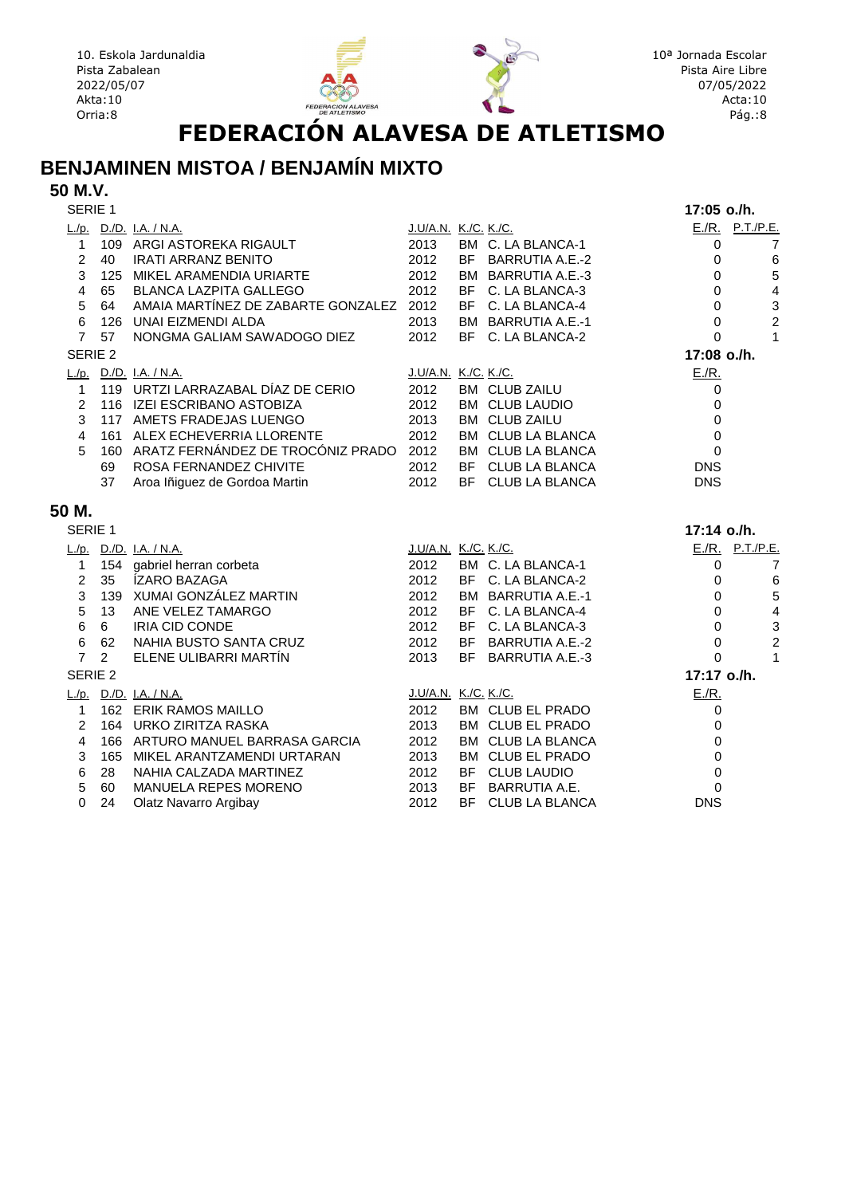10. Eskola Jardunaldia
Pista Zabalean
2022/05/07
Akta:10

10ª Jornada Escolar
Pista Aire Libre
07/05/2022
Acta:10

# FEDERACIÓN ALAVESA DE ATLETISMO

## BENJAMINEN MISTOA / BENJAMÍN MIXTO

### 50 M.V.

SERIE 1 — 17:05 o./h.

| L./p. | D./D. | I.A. / N.A. | J.U/A.N. | K./C. | K./C. | E./R. | P.T./P.E. |
|---|---|---|---|---|---|---|---|
| 1 | 109 | ARGI ASTOREKA RIGAULT | 2013 | BM | C. LA BLANCA-1 | 0 | 7 |
| 2 | 40 | IRATI ARRANZ BENITO | 2012 | BF | BARRUTIA A.E.-2 | 0 | 6 |
| 3 | 125 | MIKEL ARAMENDIA URIARTE | 2012 | BM | BARRUTIA A.E.-3 | 0 | 5 |
| 4 | 65 | BLANCA LAZPITA GALLEGO | 2012 | BF | C. LA BLANCA-3 | 0 | 4 |
| 5 | 64 | AMAIA MARTÍNEZ DE ZABARTE GONZALEZ | 2012 | BF | C. LA BLANCA-4 | 0 | 3 |
| 6 | 126 | UNAI EIZMENDI ALDA | 2013 | BM | BARRUTIA A.E.-1 | 0 | 2 |
| 7 | 57 | NONGMA GALIAM SAWADOGO DIEZ | 2012 | BF | C. LA BLANCA-2 | 0 | 1 |

SERIE 2 — 17:08 o./h.

| L./p. | D./D. | I.A. / N.A. | J.U/A.N. | K./C. | K./C. | E./R. |
|---|---|---|---|---|---|---|
| 1 | 119 | URTZI LARRAZABAL DÍAZ DE CERIO | 2012 | BM | CLUB ZAILU | 0 |
| 2 | 116 | IZEI ESCRIBANO ASTOBIZA | 2012 | BM | CLUB LAUDIO | 0 |
| 3 | 117 | AMETS FRADEJAS LUENGO | 2013 | BM | CLUB ZAILU | 0 |
| 4 | 161 | ALEX ECHEVERRIA LLORENTE | 2012 | BM | CLUB LA BLANCA | 0 |
| 5 | 160 | ARATZ FERNÁNDEZ DE TROCÓNIZ PRADO | 2012 | BM | CLUB LA BLANCA | 0 |
| | 69 | ROSA FERNANDEZ CHIVITE | 2012 | BF | CLUB LA BLANCA | DNS |
| | 37 | Aroa Iñiguez de Gordoa Martin | 2012 | BF | CLUB LA BLANCA | DNS |

### 50 M.

SERIE 1 — 17:14 o./h.

| L./p. | D./D. | I.A. / N.A. | J.U/A.N. | K./C. | K./C. | E./R. | P.T./P.E. |
|---|---|---|---|---|---|---|---|
| 1 | 154 | gabriel herran corbeta | 2012 | BM | C. LA BLANCA-1 | 0 | 7 |
| 2 | 35 | ÍZARO BAZAGA | 2012 | BF | C. LA BLANCA-2 | 0 | 6 |
| 3 | 139 | XUMAI GONZÁLEZ MARTIN | 2012 | BM | BARRUTIA A.E.-1 | 0 | 5 |
| 5 | 13 | ANE VELEZ TAMARGO | 2012 | BF | C. LA BLANCA-4 | 0 | 4 |
| 6 | 6 | IRIA CID CONDE | 2012 | BF | C. LA BLANCA-3 | 0 | 3 |
| 6 | 62 | NAHIA BUSTO SANTA CRUZ | 2012 | BF | BARRUTIA A.E.-2 | 0 | 2 |
| 7 | 2 | ELENE ULIBARRI MARTÍN | 2013 | BF | BARRUTIA A.E.-3 | 0 | 1 |

SERIE 2 — 17:17 o./h.

| L./p. | D./D. | I.A. / N.A. | J.U/A.N. | K./C. | K./C. | E./R. |
|---|---|---|---|---|---|---|
| 1 | 162 | ERIK RAMOS MAILLO | 2012 | BM | CLUB EL PRADO | 0 |
| 2 | 164 | URKO ZIRITZA RASKA | 2013 | BM | CLUB EL PRADO | 0 |
| 4 | 166 | ARTURO MANUEL BARRASA GARCIA | 2012 | BM | CLUB LA BLANCA | 0 |
| 3 | 165 | MIKEL ARANTZAMENDI URTARAN | 2013 | BM | CLUB EL PRADO | 0 |
| 6 | 28 | NAHIA CALZADA MARTINEZ | 2012 | BF | CLUB LAUDIO | 0 |
| 5 | 60 | MANUELA REPES MORENO | 2013 | BF | BARRUTIA A.E. | 0 |
| 0 | 24 | Olatz Navarro Argibay | 2012 | BF | CLUB LA BLANCA | DNS |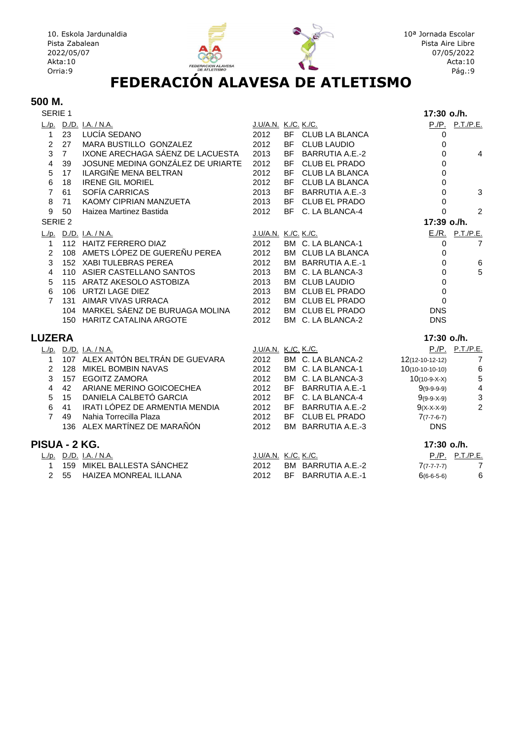10. Eskola Jardunaldia
Pista Zabalean
2022/05/07
Akta:10
Orria:9

10ª Jornada Escolar
Pista Aire Libre
07/05/2022
Acta:10
Pág.:9

# FEDERACIÓN ALAVESA DE ATLETISMO

## 500 M.

SERIE 1 — 17:30 o./h.

| L./p. | D./D. | I.A. / N.A. | J.U/A.N. | K./C. | K./C. | P./P. | P.T./P.E. |
|---|---|---|---|---|---|---|---|
| 1 | 23 | LUCÍA SEDANO | 2012 | BF | CLUB LA BLANCA | 0 | |
| 2 | 27 | MARA BUSTILLO GONZALEZ | 2012 | BF | CLUB LAUDIO | 0 | |
| 3 | 7 | IXONE ARECHAGA SÁENZ DE LACUESTA | 2013 | BF | BARRUTIA A.E.-2 | 0 | 4 |
| 4 | 39 | JOSUNE MEDINA GONZÁLEZ DE URIARTE | 2012 | BF | CLUB EL PRADO | 0 | |
| 5 | 17 | ILARGIÑE MENA BELTRAN | 2012 | BF | CLUB LA BLANCA | 0 | |
| 6 | 18 | IRENE GIL MORIEL | 2012 | BF | CLUB LA BLANCA | 0 | |
| 7 | 61 | SOFÍA CARRICAS | 2013 | BF | BARRUTIA A.E.-3 | 0 | 3 |
| 8 | 71 | KAOMY CIPRIAN MANZUETA | 2013 | BF | CLUB EL PRADO | 0 | |
| 9 | 50 | Haizea Martinez Bastida | 2012 | BF | C. LA BLANCA-4 | 0 | 2 |

SERIE 2 — 17:39 o./h.

| L./p. | D./D. | I.A. / N.A. | J.U/A.N. | K./C. | K./C. | E./R. | P.T./P.E. |
|---|---|---|---|---|---|---|---|
| 1 | 112 | HAITZ FERRERO DIAZ | 2012 | BM | C. LA BLANCA-1 | 0 | 7 |
| 2 | 108 | AMETS LÓPEZ DE GUEREÑU PEREA | 2012 | BM | CLUB LA BLANCA | 0 | |
| 3 | 152 | XABI TULEBRAS PEREA | 2012 | BM | BARRUTIA A.E.-1 | 0 | 6 |
| 4 | 110 | ASIER CASTELLANO SANTOS | 2013 | BM | C. LA BLANCA-3 | 0 | 5 |
| 5 | 115 | ARATZ AKESOLO ASTOBIZA | 2013 | BM | CLUB LAUDIO | 0 | |
| 6 | 106 | URTZI LAGE DIEZ | 2013 | BM | CLUB EL PRADO | 0 | |
| 7 | 131 | AIMAR VIVAS URRACA | 2012 | BM | CLUB EL PRADO | 0 | |
| | 104 | MARKEL SÁENZ DE BURUAGA MOLINA | 2012 | BM | CLUB EL PRADO | DNS | |
| | 150 | HARITZ CATALINA ARGOTE | 2012 | BM | C. LA BLANCA-2 | DNS | |

## LUZERA

17:30 o./h.

| L./p. | D./D. | I.A. / N.A. | J.U/A.N. | K./C. | K./C. | P./P. | P.T./P.E. |
|---|---|---|---|---|---|---|---|
| 1 | 107 | ALEX ANTÓN BELTRÁN DE GUEVARA | 2012 | BM | C. LA BLANCA-2 | 12(12-10-12-12) | 7 |
| 2 | 128 | MIKEL BOMBIN NAVAS | 2012 | BM | C. LA BLANCA-1 | 10(10-10-10-10) | 6 |
| 3 | 157 | EGOITZ ZAMORA | 2012 | BM | C. LA BLANCA-3 | 10(10-9-X-X) | 5 |
| 4 | 42 | ARIANE MERINO GOICOECHEA | 2012 | BF | BARRUTIA A.E.-1 | 9(9-9-9-9) | 4 |
| 5 | 15 | DANIELA CALBETÓ GARCIA | 2012 | BF | C. LA BLANCA-4 | 9(9-9-X-9) | 3 |
| 6 | 41 | IRATI LÓPEZ DE ARMENTIA MENDIA | 2012 | BF | BARRUTIA A.E.-2 | 9(X-X-X-9) | 2 |
| 7 | 49 | Nahia Torrecilla Plaza | 2012 | BF | CLUB EL PRADO | 7(7-7-6-7) | |
| | 136 | ALEX MARTÍNEZ DE MARAÑÓN | 2012 | BM | BARRUTIA A.E.-3 | DNS | |

## PISUA - 2 KG.

17:30 o./h.

| L./p. | D./D. | I.A. / N.A. | J.U/A.N. | K./C. | K./C. | P./P. | P.T./P.E. |
|---|---|---|---|---|---|---|---|
| 1 | 159 | MIKEL BALLESTA SÁNCHEZ | 2012 | BM | BARRUTIA A.E.-2 | 7(7-7-7-7) | 7 |
| 2 | 55 | HAIZEA MONREAL ILLANA | 2012 | BF | BARRUTIA A.E.-1 | 6(6-6-5-6) | 6 |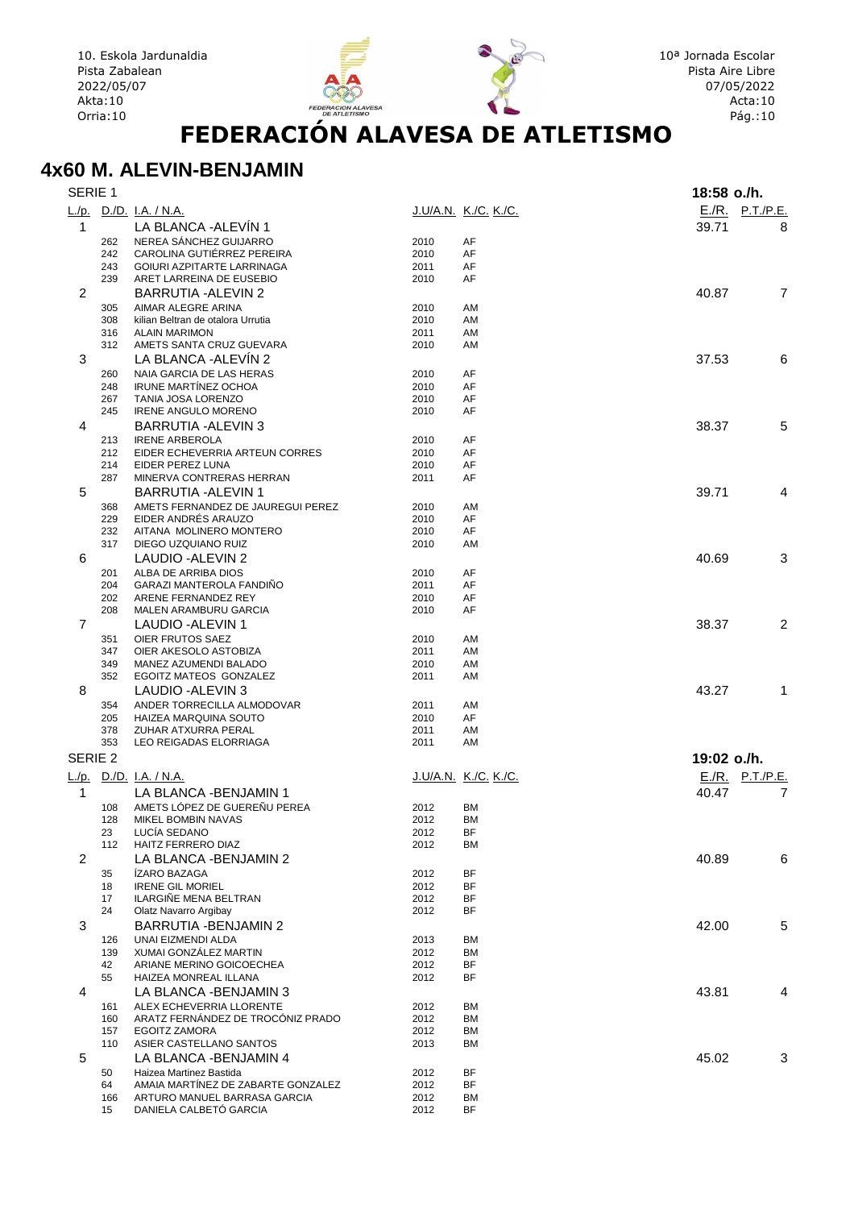10. Eskola Jardunaldia
Pista Zabalean
2022/05/07
Akta:10

10ª Jornada Escolar
Pista Aire Libre
07/05/2022
Acta:10

# FEDERACIÓN ALAVESA DE ATLETISMO

## 4x60 M. ALEVIN-BENJAMIN

### SERIE 1 — 18:58 o./h.

| L./p. | D./D. | I.A. / N.A. | J.U/A.N. | K./C. K./C. | E./R. | P.T./P.E. |
|---|---|---|---|---|---|---|
| 1 | | LA BLANCA -ALEVÍN 1 | | | 39.71 | 8 |
| | 262 | NEREA SÁNCHEZ GUIJARRO | 2010 | AF | | |
| | 242 | CAROLINA GUTIÉRREZ PEREIRA | 2010 | AF | | |
| | 243 | GOIURI AZPITARTE LARRINAGA | 2011 | AF | | |
| | 239 | ARET LARREINA DE EUSEBIO | 2010 | AF | | |
| 2 | | BARRUTIA -ALEVIN 2 | | | 40.87 | 7 |
| | 305 | AIMAR ALEGRE ARINA | 2010 | AM | | |
| | 308 | kilian Beltran de otalora Urrutia | 2010 | AM | | |
| | 316 | ALAIN MARIMON | 2011 | AM | | |
| | 312 | AMETS SANTA CRUZ GUEVARA | 2010 | AM | | |
| 3 | | LA BLANCA -ALEVÍN 2 | | | 37.53 | 6 |
| | 260 | NAIA GARCIA DE LAS HERAS | 2010 | AF | | |
| | 248 | IRUNE MARTÍNEZ OCHOA | 2010 | AF | | |
| | 267 | TANIA JOSA LORENZO | 2010 | AF | | |
| | 245 | IRENE ANGULO MORENO | 2010 | AF | | |
| 4 | | BARRUTIA -ALEVIN 3 | | | 38.37 | 5 |
| | 213 | IRENE ARBEROLA | 2010 | AF | | |
| | 212 | EIDER ECHEVERRIA ARTEUN CORRES | 2010 | AF | | |
| | 214 | EIDER PEREZ LUNA | 2010 | AF | | |
| | 287 | MINERVA CONTRERAS HERRAN | 2011 | AF | | |
| 5 | | BARRUTIA -ALEVIN 1 | | | 39.71 | 4 |
| | 368 | AMETS FERNANDEZ DE JAUREGUI PEREZ | 2010 | AM | | |
| | 229 | EIDER ANDRÉS ARAUZO | 2010 | AF | | |
| | 232 | AITANA MOLINERO MONTERO | 2010 | AF | | |
| | 317 | DIEGO UZQUIANO RUIZ | 2010 | AM | | |
| 6 | | LAUDIO -ALEVIN 2 | | | 40.69 | 3 |
| | 201 | ALBA DE ARRIBA DIOS | 2010 | AF | | |
| | 204 | GARAZI MANTEROLA FANDIÑO | 2011 | AF | | |
| | 202 | ARENE FERNANDEZ REY | 2010 | AF | | |
| | 208 | MALEN ARAMBURU GARCIA | 2010 | AF | | |
| 7 | | LAUDIO -ALEVIN 1 | | | 38.37 | 2 |
| | 351 | OIER FRUTOS SAEZ | 2010 | AM | | |
| | 347 | OIER AKESOLO ASTOBIZA | 2011 | AM | | |
| | 349 | MANEZ AZUMENDI BALADO | 2010 | AM | | |
| | 352 | EGOITZ MATEOS GONZALEZ | 2011 | AM | | |
| 8 | | LAUDIO -ALEVIN 3 | | | 43.27 | 1 |
| | 354 | ANDER TORRECILLA ALMODOVAR | 2011 | AM | | |
| | 205 | HAIZEA MARQUINA SOUTO | 2010 | AF | | |
| | 378 | ZUHAR ATXURRA PERAL | 2011 | AM | | |
| | 353 | LEO REIGADAS ELORRIAGA | 2011 | AM | | |

### SERIE 2 — 19:02 o./h.

| L./p. | D./D. | I.A. / N.A. | J.U/A.N. | K./C. K./C. | E./R. | P.T./P.E. |
|---|---|---|---|---|---|---|
| 1 | | LA BLANCA -BENJAMIN 1 | | | 40.47 | 7 |
| | 108 | AMETS LÓPEZ DE GUEREÑU PEREA | 2012 | BM | | |
| | 128 | MIKEL BOMBIN NAVAS | 2012 | BM | | |
| | 23 | LUCÍA SEDANO | 2012 | BF | | |
| | 112 | HAITZ FERRERO DIAZ | 2012 | BM | | |
| 2 | | LA BLANCA -BENJAMIN 2 | | | 40.89 | 6 |
| | 35 | ÍZARO BAZAGA | 2012 | BF | | |
| | 18 | IRENE GIL MORIEL | 2012 | BF | | |
| | 17 | ILARGIÑE MENA BELTRAN | 2012 | BF | | |
| | 24 | Olatz Navarro Argibay | 2012 | BF | | |
| 3 | | BARRUTIA -BENJAMIN 2 | | | 42.00 | 5 |
| | 126 | UNAI EIZMENDI ALDA | 2013 | BM | | |
| | 139 | XUMAI GONZÁLEZ MARTIN | 2012 | BM | | |
| | 42 | ARIANE MERINO GOICOECHEA | 2012 | BF | | |
| | 55 | HAIZEA MONREAL ILLANA | 2012 | BF | | |
| 4 | | LA BLANCA -BENJAMIN 3 | | | 43.81 | 4 |
| | 161 | ALEX ECHEVERRIA LLORENTE | 2012 | BM | | |
| | 160 | ARATZ FERNÁNDEZ DE TROCÓNIZ PRADO | 2012 | BM | | |
| | 157 | EGOITZ ZAMORA | 2012 | BM | | |
| | 110 | ASIER CASTELLANO SANTOS | 2013 | BM | | |
| 5 | | LA BLANCA -BENJAMIN 4 | | | 45.02 | 3 |
| | 50 | Haizea Martinez Bastida | 2012 | BF | | |
| | 64 | AMAIA MARTÍNEZ DE ZABARTE GONZALEZ | 2012 | BF | | |
| | 166 | ARTURO MANUEL BARRASA GARCIA | 2012 | BM | | |
| | 15 | DANIELA CALBETÓ GARCIA | 2012 | BF | | |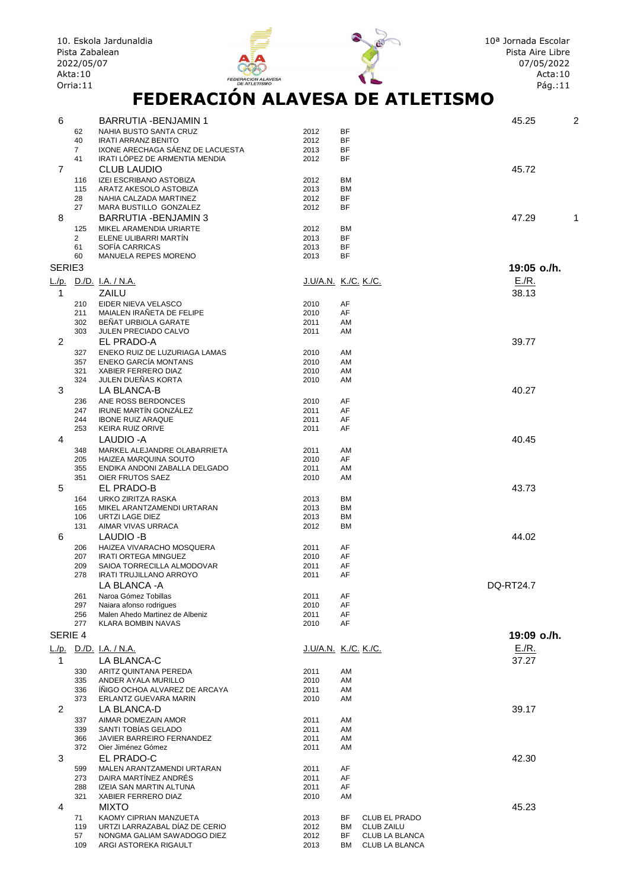# FEDERACIÓN ALAVESA DE ATLETISMO

| L./p. | D./D. | I.A. / N.A. | J.U/A.N. | K./C. | K./C. | E./R. | |
|---|---|---|---|---|---|---|---|
| 6 | | BARRUTIA -BENJAMIN 1 | | | | 45.25 | 2 |
| | 62 | NAHIA BUSTO SANTA CRUZ | 2012 | BF | | | |
| | 40 | IRATI ARRANZ BENITO | 2012 | BF | | | |
| | 7 | IXONE ARECHAGA SÁENZ DE LACUESTA | 2013 | BF | | | |
| | 41 | IRATI LÓPEZ DE ARMENTIA MENDIA | 2012 | BF | | | |
| 7 | | CLUB LAUDIO | | | | 45.72 | |
| | 116 | IZEI ESCRIBANO ASTOBIZA | 2012 | BM | | | |
| | 115 | ARATZ AKESOLO ASTOBIZA | 2013 | BM | | | |
| | 28 | NAHIA CALZADA MARTINEZ | 2012 | BF | | | |
| | 27 | MARA BUSTILLO GONZALEZ | 2012 | BF | | | |
| 8 | | BARRUTIA -BENJAMIN 3 | | | | 47.29 | 1 |
| | 125 | MIKEL ARAMENDIA URIARTE | 2012 | BM | | | |
| | 2 | ELENE ULIBARRI MARTÍN | 2013 | BF | | | |
| | 61 | SOFÍA CARRICAS | 2013 | BF | | | |
| | 60 | MANUELA REPES MORENO | 2013 | BF | | | |

## SERIE3 — 19:05 o./h.

| L./p. | D./D. | I.A. / N.A. | J.U/A.N. | K./C. | K./C. | E./R. |
|---|---|---|---|---|---|---|
| 1 | | ZAILU | | | | 38.13 |
| | 210 | EIDER NIEVA VELASCO | 2010 | AF | | |
| | 211 | MAIALEN IRAÑETA DE FELIPE | 2010 | AF | | |
| | 302 | BEÑAT URBIOLA GARATE | 2011 | AM | | |
| | 303 | JULEN PRECIADO CALVO | 2011 | AM | | |
| 2 | | EL PRADO-A | | | | 39.77 |
| | 327 | ENEKO RUIZ DE LUZURIAGA LAMAS | 2010 | AM | | |
| | 357 | ENEKO GARCÍA MONTANS | 2010 | AM | | |
| | 321 | XABIER FERRERO DIAZ | 2010 | AM | | |
| | 324 | JULEN DUEÑAS KORTA | 2010 | AM | | |
| 3 | | LA BLANCA-B | | | | 40.27 |
| | 236 | ANE ROSS BERDONCES | 2010 | AF | | |
| | 247 | IRUNE MARTÍN GONZÁLEZ | 2011 | AF | | |
| | 244 | IBONE RUIZ ARAQUE | 2011 | AF | | |
| | 253 | KEIRA RUIZ ORIVE | 2011 | AF | | |
| 4 | | LAUDIO -A | | | | 40.45 |
| | 348 | MARKEL ALEJANDRE OLABARRIETA | 2011 | AM | | |
| | 205 | HAIZEA MARQUINA SOUTO | 2010 | AF | | |
| | 355 | ENDIKA ANDONI ZABALLA DELGADO | 2011 | AM | | |
| | 351 | OIER FRUTOS SAEZ | 2010 | AM | | |
| 5 | | EL PRADO-B | | | | 43.73 |
| | 164 | URKO ZIRITZA RASKA | 2013 | BM | | |
| | 165 | MIKEL ARANTZAMENDI URTARAN | 2013 | BM | | |
| | 106 | URTZI LAGE DIEZ | 2013 | BM | | |
| | 131 | AIMAR VIVAS URRACA | 2012 | BM | | |
| 6 | | LAUDIO -B | | | | 44.02 |
| | 206 | HAIZEA VIVARACHO MOSQUERA | 2011 | AF | | |
| | 207 | IRATI ORTEGA MINGUEZ | 2010 | AF | | |
| | 209 | SAIOA TORRECILLA ALMODOVAR | 2011 | AF | | |
| | 278 | IRATI TRUJILLANO ARROYO | 2011 | AF | | |
| | | LA BLANCA -A | | | | DQ-RT24.7 |
| | 261 | Naroa Gómez Tobillas | 2011 | AF | | |
| | 297 | Naiara afonso rodrigues | 2010 | AF | | |
| | 256 | Malen Ahedo Martinez de Albeniz | 2011 | AF | | |
| | 277 | KLARA BOMBIN NAVAS | 2010 | AF | | |

## SERIE 4 — 19:09 o./h.

| L./p. | D./D. | I.A. / N.A. | J.U/A.N. | K./C. | K./C. | E./R. |
|---|---|---|---|---|---|---|
| 1 | | LA BLANCA-C | | | | 37.27 |
| | 330 | ARITZ QUINTANA PEREDA | 2011 | AM | | |
| | 335 | ANDER AYALA MURILLO | 2010 | AM | | |
| | 336 | ÍÑIGO OCHOA ALVAREZ DE ARCAYA | 2011 | AM | | |
| | 373 | ERLANTZ GUEVARA MARIN | 2010 | AM | | |
| 2 | | LA BLANCA-D | | | | 39.17 |
| | 337 | AIMAR DOMEZAIN AMOR | 2011 | AM | | |
| | 339 | SANTI TOBÍAS GELADO | 2011 | AM | | |
| | 366 | JAVIER BARREIRO FERNANDEZ | 2011 | AM | | |
| | 372 | Oier Jiménez Gómez | 2011 | AM | | |
| 3 | | EL PRADO-C | | | | 42.30 |
| | 599 | MALEN ARANTZAMENDI URTARAN | 2011 | AF | | |
| | 273 | DAIRA MARTÍNEZ ANDRÉS | 2011 | AF | | |
| | 288 | IZEIA SAN MARTIN ALTUNA | 2011 | AF | | |
| | 321 | XABIER FERRERO DIAZ | 2010 | AM | | |
| 4 | | MIXTO | | | | 45.23 |
| | 71 | KAOMY CIPRIAN MANZUETA | 2013 | BF | CLUB EL PRADO | |
| | 119 | URTZI LARRAZABAL DÍAZ DE CERIO | 2012 | BM | CLUB ZAILU | |
| | 57 | NONGMA GALIAM SAWADOGO DIEZ | 2012 | BF | CLUB LA BLANCA | |
| | 109 | ARGI ASTOREKA RIGAULT | 2013 | BM | CLUB LA BLANCA | |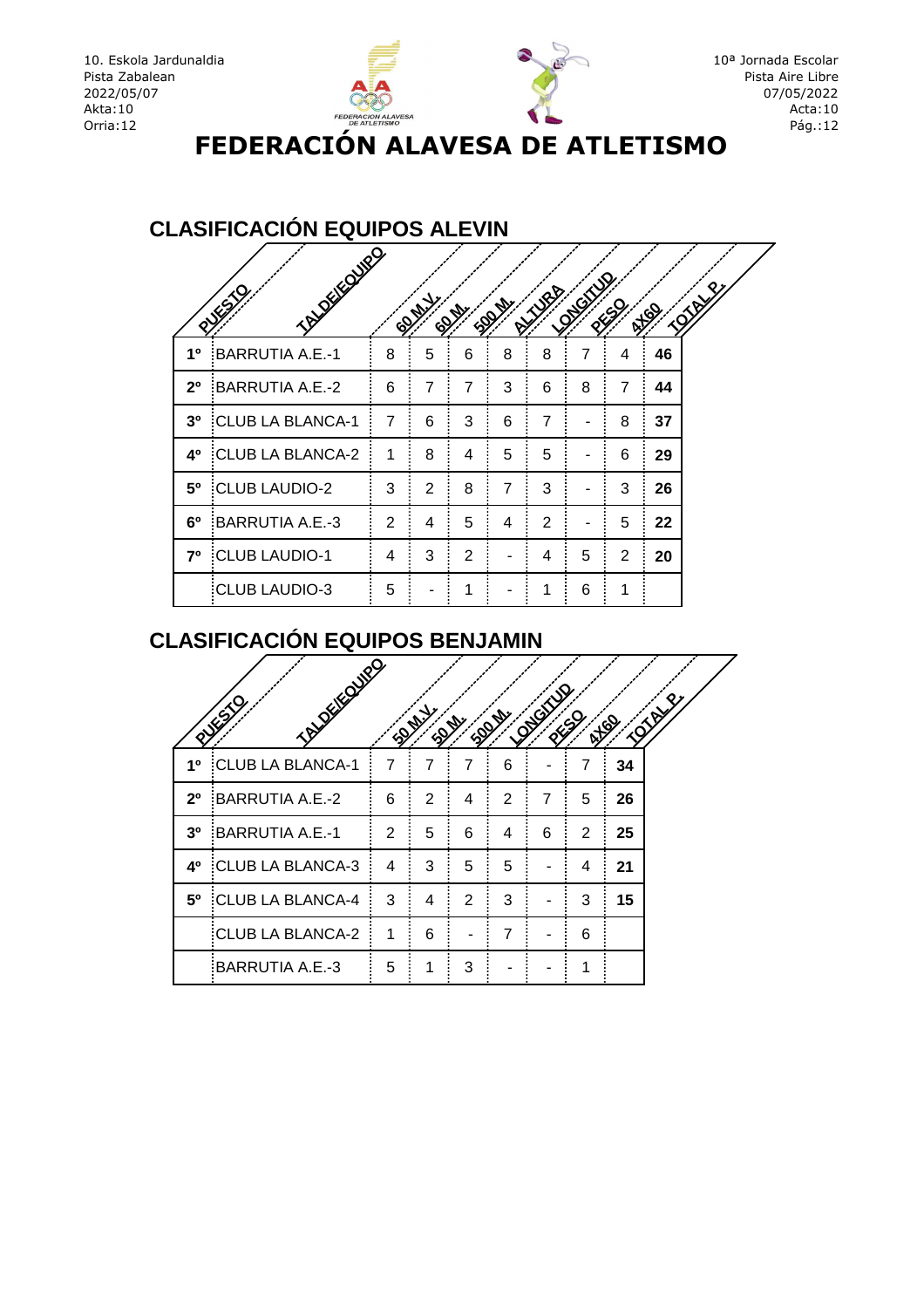# FEDERACIÓN ALAVESA DE ATLETISMO

## CLASIFICACIÓN EQUIPOS ALEVIN

| PUESTO | TALDE/EQUIPO | 60 M.V. | 60 M. | 500 M. | ALTURA | LONGITUD | PESO | 4X60 | TOTAL P. |
|---|---|---|---|---|---|---|---|---|---|
| 1º | BARRUTIA A.E.-1 | 8 | 5 | 6 | 8 | 8 | 7 | 4 | 46 |
| 2º | BARRUTIA A.E.-2 | 6 | 7 | 7 | 3 | 6 | 8 | 7 | 44 |
| 3º | CLUB LA BLANCA-1 | 7 | 6 | 3 | 6 | 7 | - | 8 | 37 |
| 4º | CLUB LA BLANCA-2 | 1 | 8 | 4 | 5 | 5 | - | 6 | 29 |
| 5º | CLUB LAUDIO-2 | 3 | 2 | 8 | 7 | 3 | - | 3 | 26 |
| 6º | BARRUTIA A.E.-3 | 2 | 4 | 5 | 4 | 2 | - | 5 | 22 |
| 7º | CLUB LAUDIO-1 | 4 | 3 | 2 | - | 4 | 5 | 2 | 20 |
| | CLUB LAUDIO-3 | 5 | - | 1 | - | 1 | 6 | 1 | |

## CLASIFICACIÓN EQUIPOS BENJAMIN

| PUESTO | TALDE/EQUIPO | 50 M.V. | 50 M. | 500 M. | LONGITUD | PESO | 4X60 | TOTAL P. |
|---|---|---|---|---|---|---|---|---|
| 1º | CLUB LA BLANCA-1 | 7 | 7 | 7 | 6 | - | 7 | 34 |
| 2º | BARRUTIA A.E.-2 | 6 | 2 | 4 | 2 | 7 | 5 | 26 |
| 3º | BARRUTIA A.E.-1 | 2 | 5 | 6 | 4 | 6 | 2 | 25 |
| 4º | CLUB LA BLANCA-3 | 4 | 3 | 5 | 5 | - | 4 | 21 |
| 5º | CLUB LA BLANCA-4 | 3 | 4 | 2 | 3 | - | 3 | 15 |
| | CLUB LA BLANCA-2 | 1 | 6 | - | 7 | - | 6 | |
| | BARRUTIA A.E.-3 | 5 | 1 | 3 | - | - | 1 | |